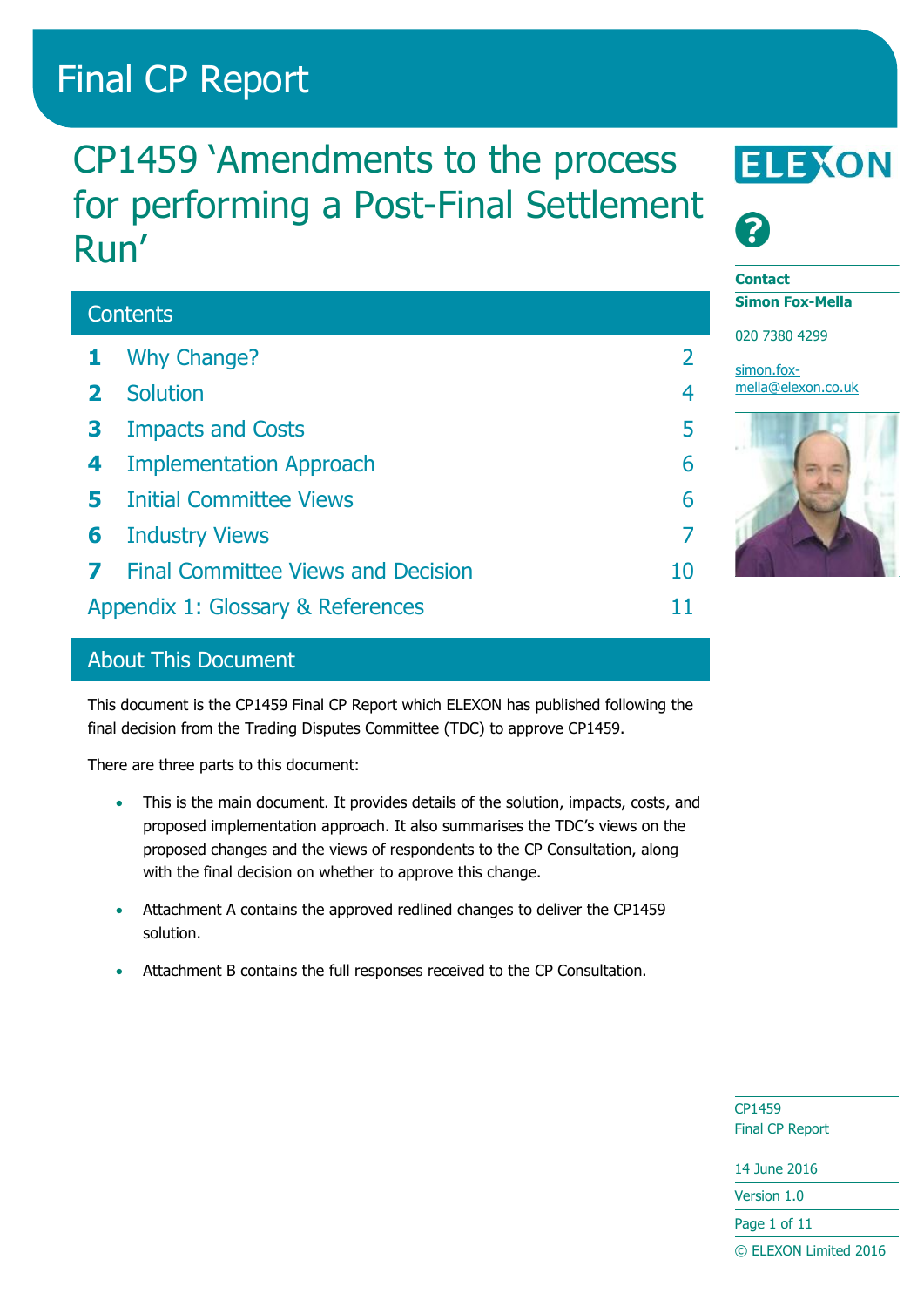# Final CP Report

## CP1459 'Amendments to the process for performing a Post-Final Settlement Run'

**Contact**
**Simon Fox-Mella**

020 7380 4299

simon.fox-mella@elexon.co.uk

### Contents

| | | |
|---|---|---|
| 1 | Why Change? | 2 |
| 2 | Solution | 4 |
| 3 | Impacts and Costs | 5 |
| 4 | Implementation Approach | 6 |
| 5 | Initial Committee Views | 6 |
| 6 | Industry Views | 7 |
| 7 | Final Committee Views and Decision | 10 |
| | Appendix 1: Glossary & References | 11 |

### About This Document

This document is the CP1459 Final CP Report which ELEXON has published following the final decision from the Trading Disputes Committee (TDC) to approve CP1459.

There are three parts to this document:

- This is the main document. It provides details of the solution, impacts, costs, and proposed implementation approach. It also summarises the TDC's views on the proposed changes and the views of respondents to the CP Consultation, along with the final decision on whether to approve this change.
- Attachment A contains the approved redlined changes to deliver the CP1459 solution.
- Attachment B contains the full responses received to the CP Consultation.

CP1459
Final CP Report

14 June 2016

Version 1.0

© ELEXON Limited 2016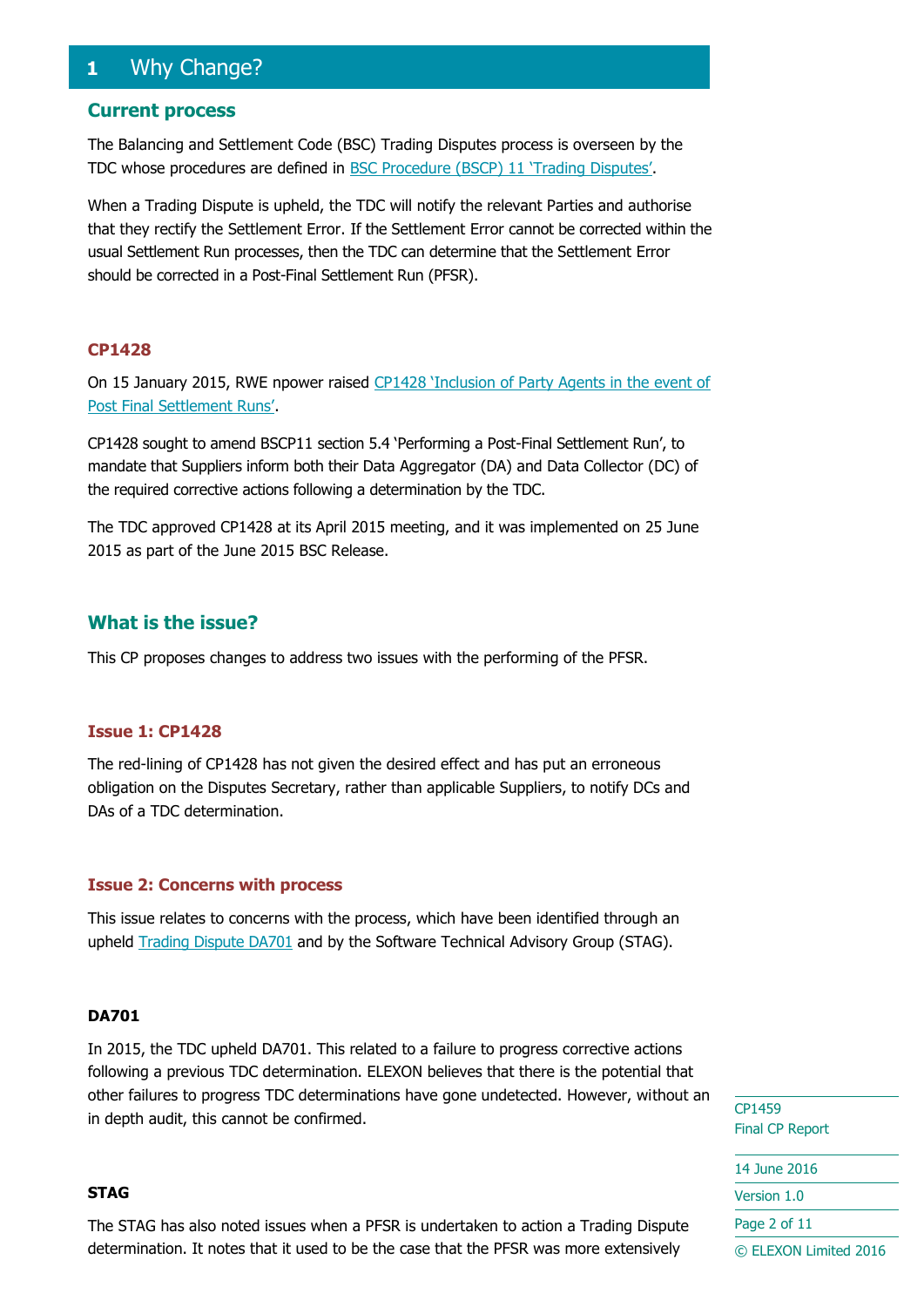# 1 Why Change?

## Current process

The Balancing and Settlement Code (BSC) Trading Disputes process is overseen by the TDC whose procedures are defined in BSC Procedure (BSCP) 11 'Trading Disputes'.

When a Trading Dispute is upheld, the TDC will notify the relevant Parties and authorise that they rectify the Settlement Error. If the Settlement Error cannot be corrected within the usual Settlement Run processes, then the TDC can determine that the Settlement Error should be corrected in a Post-Final Settlement Run (PFSR).

### CP1428

On 15 January 2015, RWE npower raised CP1428 'Inclusion of Party Agents in the event of Post Final Settlement Runs'.

CP1428 sought to amend BSCP11 section 5.4 'Performing a Post-Final Settlement Run', to mandate that Suppliers inform both their Data Aggregator (DA) and Data Collector (DC) of the required corrective actions following a determination by the TDC.

The TDC approved CP1428 at its April 2015 meeting, and it was implemented on 25 June 2015 as part of the June 2015 BSC Release.

## What is the issue?

This CP proposes changes to address two issues with the performing of the PFSR.

### Issue 1: CP1428

The red-lining of CP1428 has not given the desired effect and has put an erroneous obligation on the Disputes Secretary, rather than applicable Suppliers, to notify DCs and DAs of a TDC determination.

### Issue 2: Concerns with process

This issue relates to concerns with the process, which have been identified through an upheld Trading Dispute DA701 and by the Software Technical Advisory Group (STAG).

#### DA701

In 2015, the TDC upheld DA701. This related to a failure to progress corrective actions following a previous TDC determination. ELEXON believes that there is the potential that other failures to progress TDC determinations have gone undetected. However, without an in depth audit, this cannot be confirmed.

#### STAG

The STAG has also noted issues when a PFSR is undertaken to action a Trading Dispute determination. It notes that it used to be the case that the PFSR was more extensively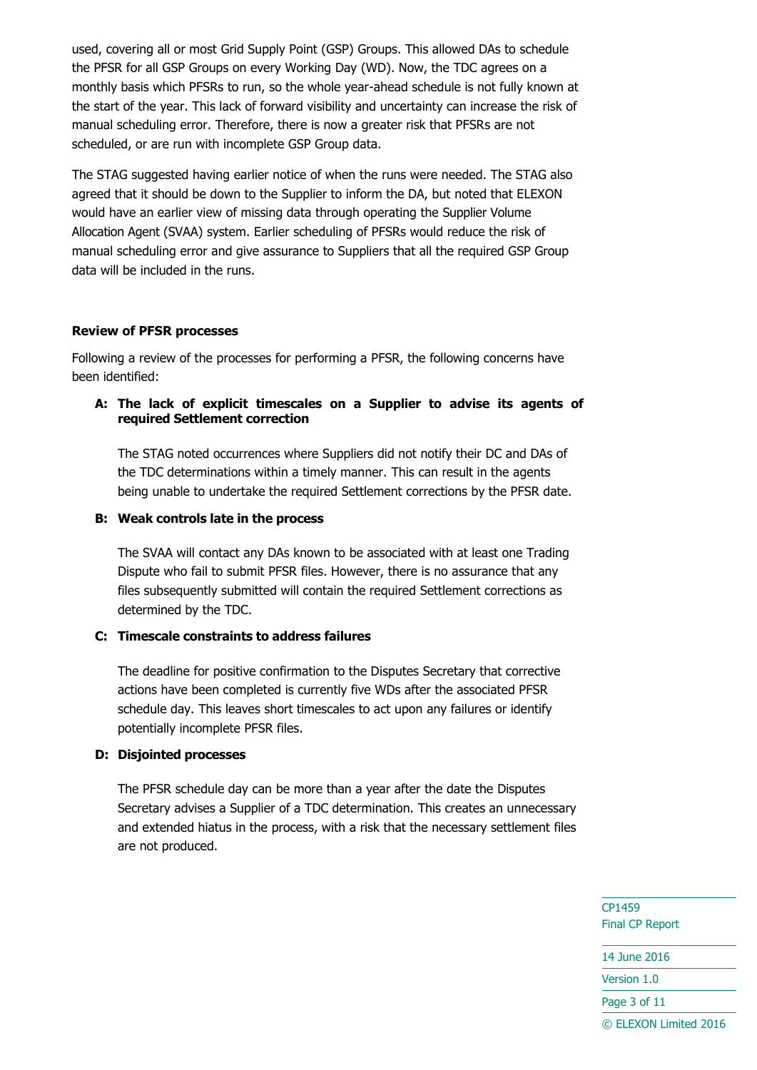used, covering all or most Grid Supply Point (GSP) Groups. This allowed DAs to schedule the PFSR for all GSP Groups on every Working Day (WD). Now, the TDC agrees on a monthly basis which PFSRs to run, so the whole year-ahead schedule is not fully known at the start of the year. This lack of forward visibility and uncertainty can increase the risk of manual scheduling error. Therefore, there is now a greater risk that PFSRs are not scheduled, or are run with incomplete GSP Group data.

The STAG suggested having earlier notice of when the runs were needed. The STAG also agreed that it should be down to the Supplier to inform the DA, but noted that ELEXON would have an earlier view of missing data through operating the Supplier Volume Allocation Agent (SVAA) system. Earlier scheduling of PFSRs would reduce the risk of manual scheduling error and give assurance to Suppliers that all the required GSP Group data will be included in the runs.

**Review of PFSR processes**

Following a review of the processes for performing a PFSR, the following concerns have been identified:

**A: The lack of explicit timescales on a Supplier to advise its agents of required Settlement correction**

The STAG noted occurrences where Suppliers did not notify their DC and DAs of the TDC determinations within a timely manner. This can result in the agents being unable to undertake the required Settlement corrections by the PFSR date.

**B: Weak controls late in the process**

The SVAA will contact any DAs known to be associated with at least one Trading Dispute who fail to submit PFSR files. However, there is no assurance that any files subsequently submitted will contain the required Settlement corrections as determined by the TDC.

**C: Timescale constraints to address failures**

The deadline for positive confirmation to the Disputes Secretary that corrective actions have been completed is currently five WDs after the associated PFSR schedule day. This leaves short timescales to act upon any failures or identify potentially incomplete PFSR files.

**D: Disjointed processes**

The PFSR schedule day can be more than a year after the date the Disputes Secretary advises a Supplier of a TDC determination. This creates an unnecessary and extended hiatus in the process, with a risk that the necessary settlement files are not produced.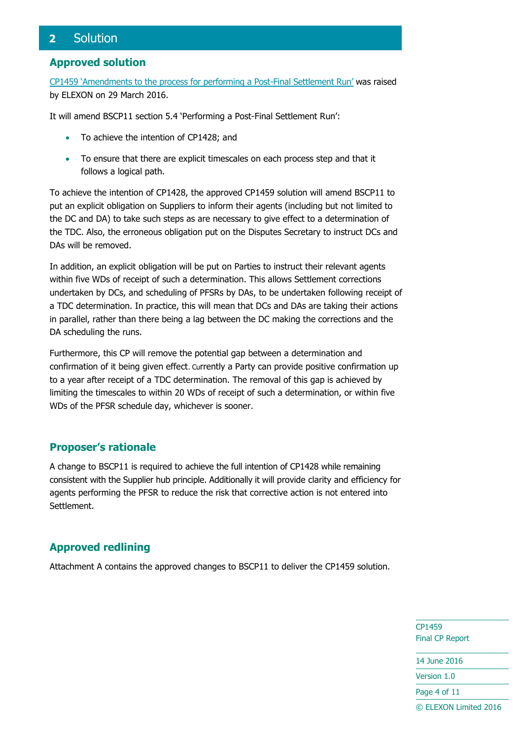# 2 Solution

## Approved solution

CP1459 'Amendments to the process for performing a Post-Final Settlement Run' was raised by ELEXON on 29 March 2016.

It will amend BSCP11 section 5.4 'Performing a Post-Final Settlement Run':

- To achieve the intention of CP1428; and
- To ensure that there are explicit timescales on each process step and that it follows a logical path.

To achieve the intention of CP1428, the approved CP1459 solution will amend BSCP11 to put an explicit obligation on Suppliers to inform their agents (including but not limited to the DC and DA) to take such steps as are necessary to give effect to a determination of the TDC. Also, the erroneous obligation put on the Disputes Secretary to instruct DCs and DAs will be removed.

In addition, an explicit obligation will be put on Parties to instruct their relevant agents within five WDs of receipt of such a determination. This allows Settlement corrections undertaken by DCs, and scheduling of PFSRs by DAs, to be undertaken following receipt of a TDC determination. In practice, this will mean that DCs and DAs are taking their actions in parallel, rather than there being a lag between the DC making the corrections and the DA scheduling the runs.

Furthermore, this CP will remove the potential gap between a determination and confirmation of it being given effect. Currently a Party can provide positive confirmation up to a year after receipt of a TDC determination. The removal of this gap is achieved by limiting the timescales to within 20 WDs of receipt of such a determination, or within five WDs of the PFSR schedule day, whichever is sooner.

## Proposer's rationale

A change to BSCP11 is required to achieve the full intention of CP1428 while remaining consistent with the Supplier hub principle. Additionally it will provide clarity and efficiency for agents performing the PFSR to reduce the risk that corrective action is not entered into Settlement.

## Approved redlining

Attachment A contains the approved changes to BSCP11 to deliver the CP1459 solution.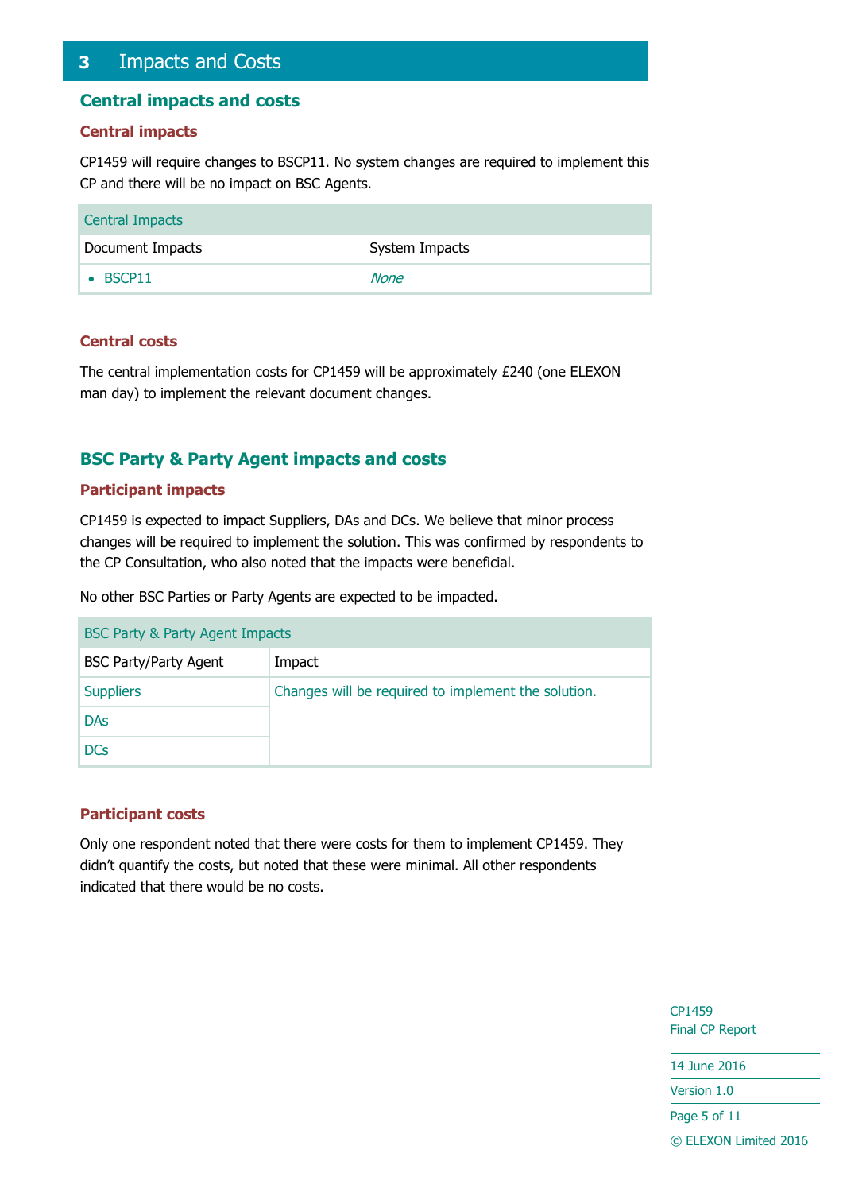# 3 Impacts and Costs

## Central impacts and costs

### Central impacts

CP1459 will require changes to BSCP11. No system changes are required to implement this CP and there will be no impact on BSC Agents.

| Central Impacts | |
|---|---|
| Document Impacts | System Impacts |
| • BSCP11 | *None* |

### Central costs

The central implementation costs for CP1459 will be approximately £240 (one ELEXON man day) to implement the relevant document changes.

## BSC Party & Party Agent impacts and costs

### Participant impacts

CP1459 is expected to impact Suppliers, DAs and DCs. We believe that minor process changes will be required to implement the solution. This was confirmed by respondents to the CP Consultation, who also noted that the impacts were beneficial.

No other BSC Parties or Party Agents are expected to be impacted.

| BSC Party & Party Agent Impacts | |
|---|---|
| BSC Party/Party Agent | Impact |
| Suppliers | Changes will be required to implement the solution. |
| DAs | |
| DCs | |

### Participant costs

Only one respondent noted that there were costs for them to implement CP1459. They didn't quantify the costs, but noted that these were minimal. All other respondents indicated that there would be no costs.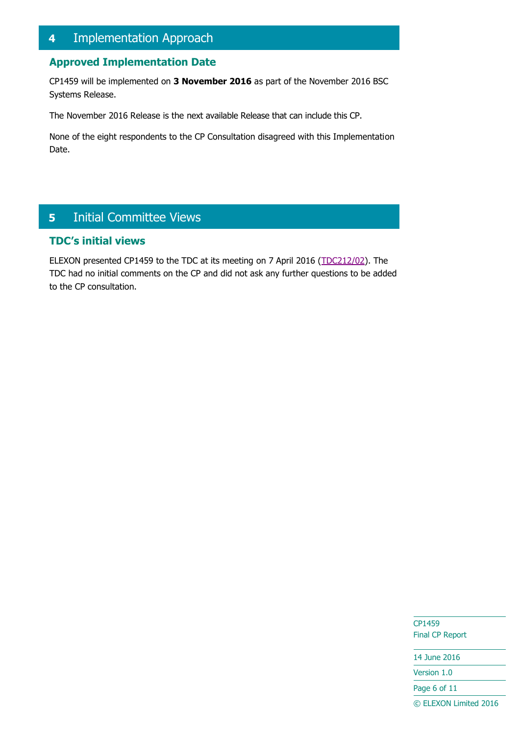# 4 Implementation Approach

## Approved Implementation Date

CP1459 will be implemented on **3 November 2016** as part of the November 2016 BSC Systems Release.

The November 2016 Release is the next available Release that can include this CP.

None of the eight respondents to the CP Consultation disagreed with this Implementation Date.

# 5 Initial Committee Views

## TDC's initial views

ELEXON presented CP1459 to the TDC at its meeting on 7 April 2016 (TDC212/02). The TDC had no initial comments on the CP and did not ask any further questions to be added to the CP consultation.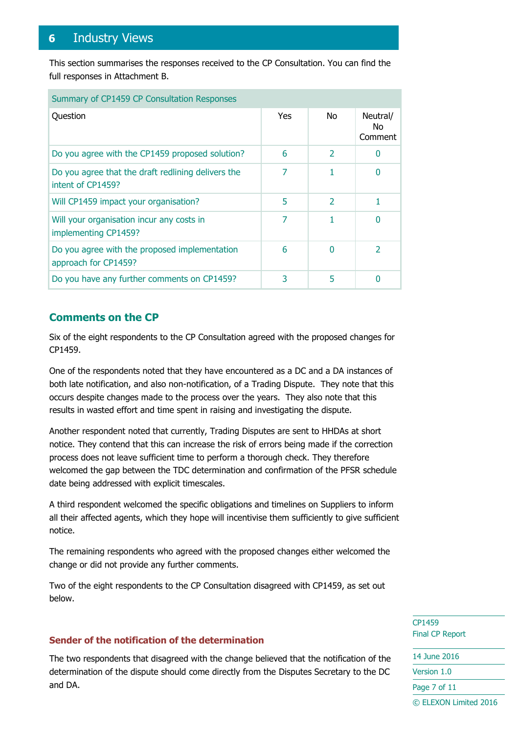## 6 Industry Views

This section summarises the responses received to the CP Consultation. You can find the full responses in Attachment B.

| Summary of CP1459 CP Consultation Responses | | | |
|---|---|---|---|
| Question | Yes | No | Neutral/ No Comment |
| Do you agree with the CP1459 proposed solution? | 6 | 2 | 0 |
| Do you agree that the draft redlining delivers the intent of CP1459? | 7 | 1 | 0 |
| Will CP1459 impact your organisation? | 5 | 2 | 1 |
| Will your organisation incur any costs in implementing CP1459? | 7 | 1 | 0 |
| Do you agree with the proposed implementation approach for CP1459? | 6 | 0 | 2 |
| Do you have any further comments on CP1459? | 3 | 5 | 0 |

### Comments on the CP

Six of the eight respondents to the CP Consultation agreed with the proposed changes for CP1459.

One of the respondents noted that they have encountered as a DC and a DA instances of both late notification, and also non-notification, of a Trading Dispute. They note that this occurs despite changes made to the process over the years. They also note that this results in wasted effort and time spent in raising and investigating the dispute.

Another respondent noted that currently, Trading Disputes are sent to HHDAs at short notice. They contend that this can increase the risk of errors being made if the correction process does not leave sufficient time to perform a thorough check. They therefore welcomed the gap between the TDC determination and confirmation of the PFSR schedule date being addressed with explicit timescales.

A third respondent welcomed the specific obligations and timelines on Suppliers to inform all their affected agents, which they hope will incentivise them sufficiently to give sufficient notice.

The remaining respondents who agreed with the proposed changes either welcomed the change or did not provide any further comments.

Two of the eight respondents to the CP Consultation disagreed with CP1459, as set out below.

#### Sender of the notification of the determination

The two respondents that disagreed with the change believed that the notification of the determination of the dispute should come directly from the Disputes Secretary to the DC and DA.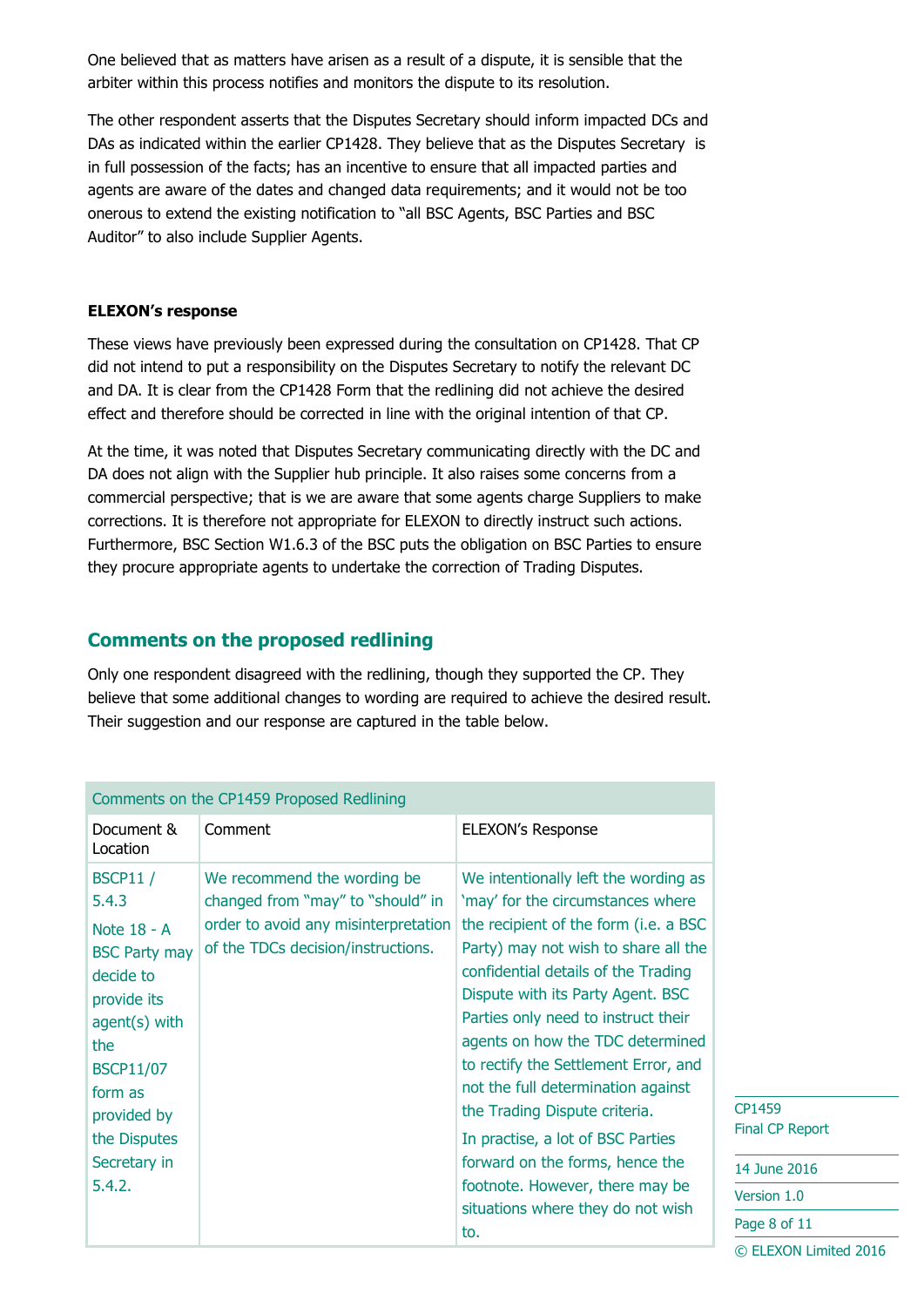One believed that as matters have arisen as a result of a dispute, it is sensible that the arbiter within this process notifies and monitors the dispute to its resolution.

The other respondent asserts that the Disputes Secretary should inform impacted DCs and DAs as indicated within the earlier CP1428. They believe that as the Disputes Secretary is in full possession of the facts; has an incentive to ensure that all impacted parties and agents are aware of the dates and changed data requirements; and it would not be too onerous to extend the existing notification to "all BSC Agents, BSC Parties and BSC Auditor" to also include Supplier Agents.

**ELEXON's response**

These views have previously been expressed during the consultation on CP1428. That CP did not intend to put a responsibility on the Disputes Secretary to notify the relevant DC and DA. It is clear from the CP1428 Form that the redlining did not achieve the desired effect and therefore should be corrected in line with the original intention of that CP.

At the time, it was noted that Disputes Secretary communicating directly with the DC and DA does not align with the Supplier hub principle. It also raises some concerns from a commercial perspective; that is we are aware that some agents charge Suppliers to make corrections. It is therefore not appropriate for ELEXON to directly instruct such actions. Furthermore, BSC Section W1.6.3 of the BSC puts the obligation on BSC Parties to ensure they procure appropriate agents to undertake the correction of Trading Disputes.

## Comments on the proposed redlining

Only one respondent disagreed with the redlining, though they supported the CP. They believe that some additional changes to wording are required to achieve the desired result. Their suggestion and our response are captured in the table below.

**Comments on the CP1459 Proposed Redlining**

| Document & Location | Comment | ELEXON's Response |
|---|---|---|
| BSCP11 / 5.4.3<br>Note 18 - A BSC Party may decide to provide its agent(s) with the BSCP11/07 form as provided by the Disputes Secretary in 5.4.2. | We recommend the wording be changed from "may" to "should" in order to avoid any misinterpretation of the TDCs decision/instructions. | We intentionally left the wording as 'may' for the circumstances where the recipient of the form (i.e. a BSC Party) may not wish to share all the confidential details of the Trading Dispute with its Party Agent. BSC Parties only need to instruct their agents on how the TDC determined to rectify the Settlement Error, and not the full determination against the Trading Dispute criteria.<br>In practise, a lot of BSC Parties forward on the forms, hence the footnote. However, there may be situations where they do not wish to. |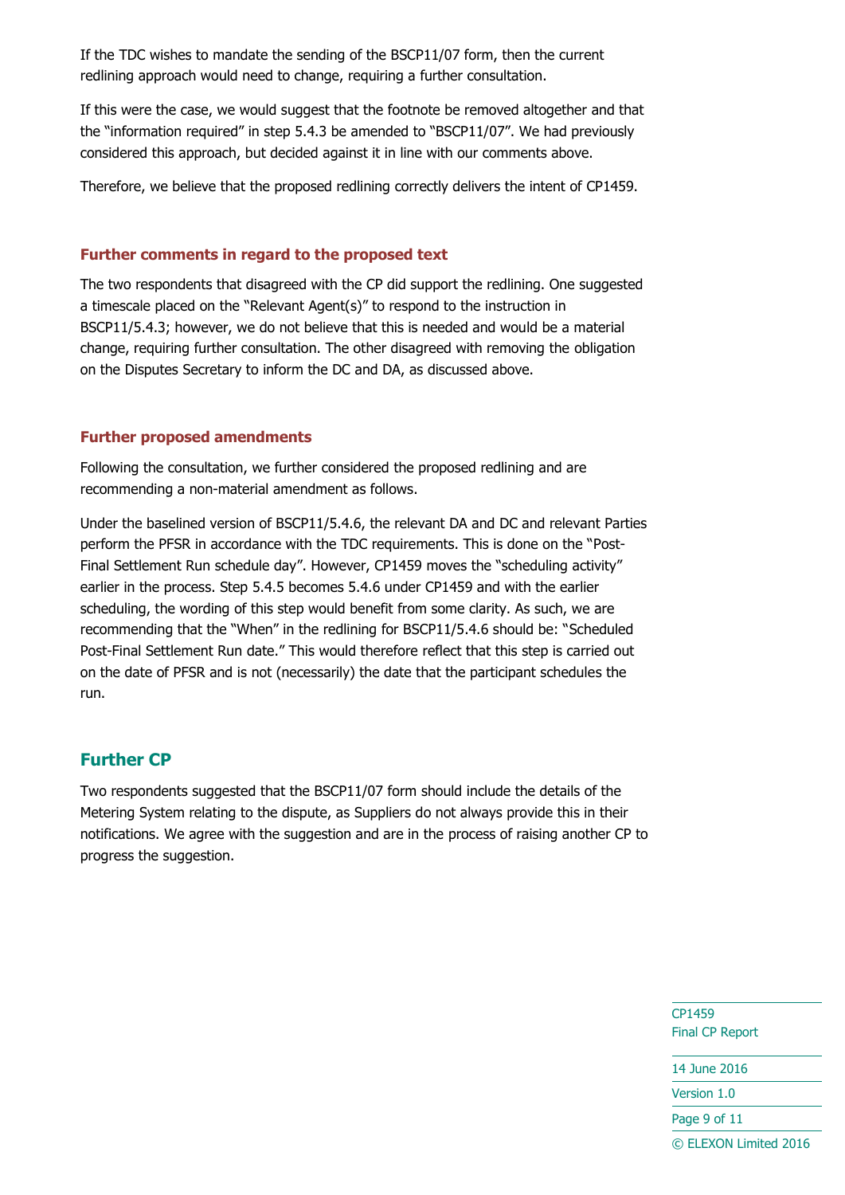If the TDC wishes to mandate the sending of the BSCP11/07 form, then the current redlining approach would need to change, requiring a further consultation.

If this were the case, we would suggest that the footnote be removed altogether and that the "information required" in step 5.4.3 be amended to "BSCP11/07". We had previously considered this approach, but decided against it in line with our comments above.

Therefore, we believe that the proposed redlining correctly delivers the intent of CP1459.

### Further comments in regard to the proposed text

The two respondents that disagreed with the CP did support the redlining. One suggested a timescale placed on the "Relevant Agent(s)" to respond to the instruction in BSCP11/5.4.3; however, we do not believe that this is needed and would be a material change, requiring further consultation. The other disagreed with removing the obligation on the Disputes Secretary to inform the DC and DA, as discussed above.

### Further proposed amendments

Following the consultation, we further considered the proposed redlining and are recommending a non-material amendment as follows.

Under the baselined version of BSCP11/5.4.6, the relevant DA and DC and relevant Parties perform the PFSR in accordance with the TDC requirements. This is done on the "Post-Final Settlement Run schedule day". However, CP1459 moves the "scheduling activity" earlier in the process. Step 5.4.5 becomes 5.4.6 under CP1459 and with the earlier scheduling, the wording of this step would benefit from some clarity. As such, we are recommending that the "When" in the redlining for BSCP11/5.4.6 should be: "Scheduled Post-Final Settlement Run date." This would therefore reflect that this step is carried out on the date of PFSR and is not (necessarily) the date that the participant schedules the run.

## Further CP

Two respondents suggested that the BSCP11/07 form should include the details of the Metering System relating to the dispute, as Suppliers do not always provide this in their notifications. We agree with the suggestion and are in the process of raising another CP to progress the suggestion.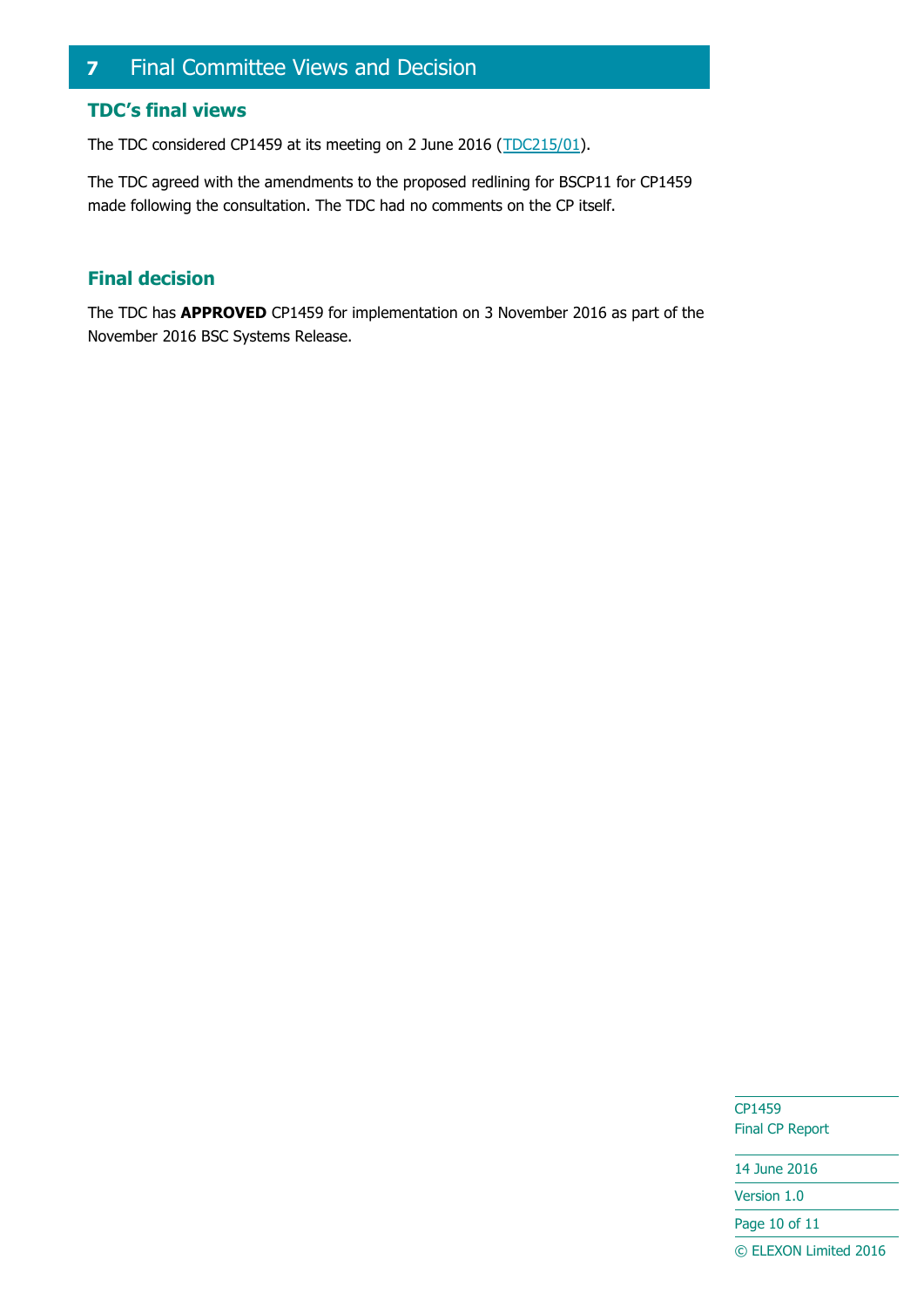# 7 Final Committee Views and Decision

## TDC's final views

The TDC considered CP1459 at its meeting on 2 June 2016 (TDC215/01).

The TDC agreed with the amendments to the proposed redlining for BSCP11 for CP1459 made following the consultation. The TDC had no comments on the CP itself.

## Final decision

The TDC has **APPROVED** CP1459 for implementation on 3 November 2016 as part of the November 2016 BSC Systems Release.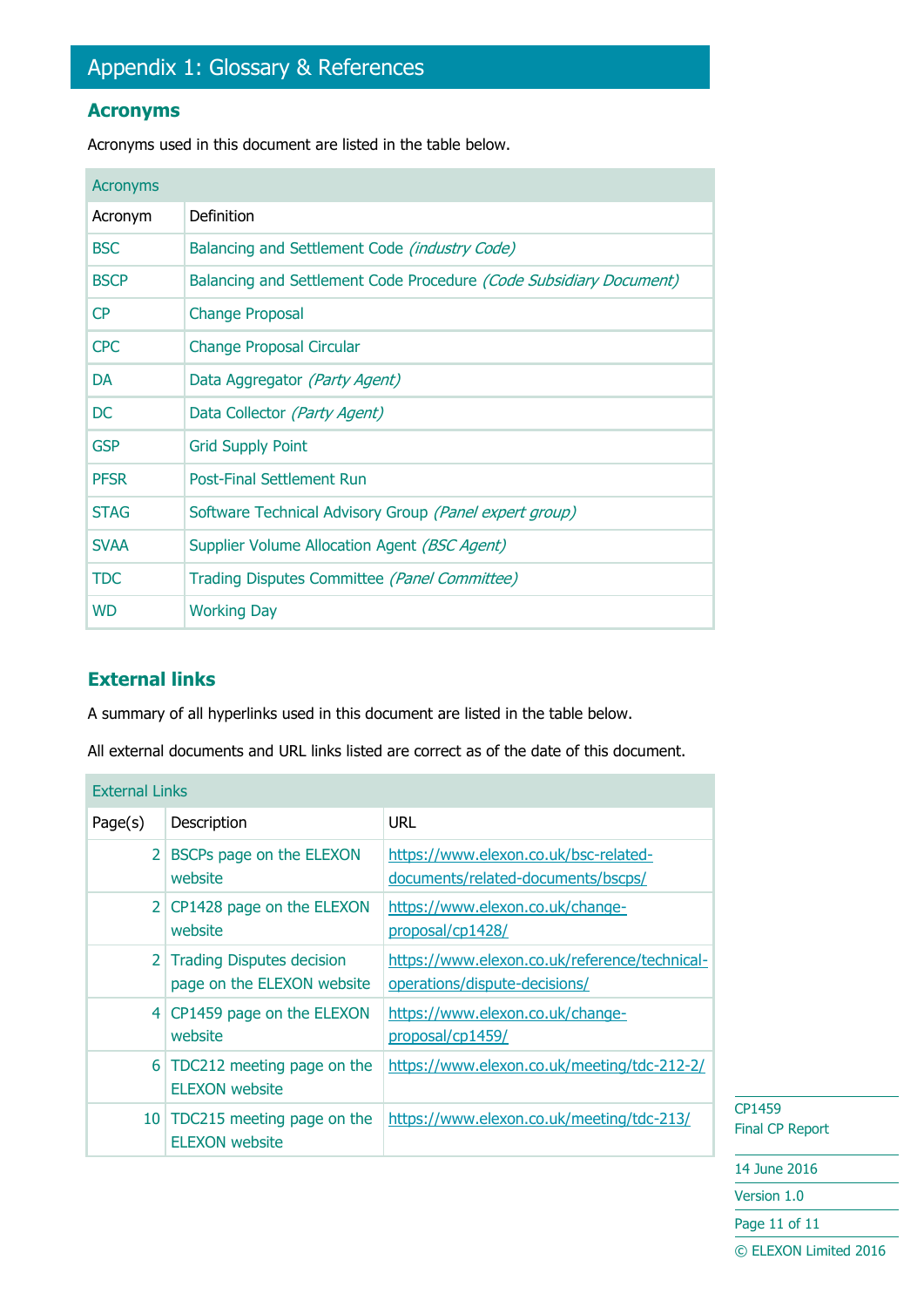# Appendix 1: Glossary & References

## Acronyms

Acronyms used in this document are listed in the table below.

| Acronyms | |
|---|---|
| Acronym | Definition |
| BSC | Balancing and Settlement Code *(industry Code)* |
| BSCP | Balancing and Settlement Code Procedure *(Code Subsidiary Document)* |
| CP | Change Proposal |
| CPC | Change Proposal Circular |
| DA | Data Aggregator *(Party Agent)* |
| DC | Data Collector *(Party Agent)* |
| GSP | Grid Supply Point |
| PFSR | Post-Final Settlement Run |
| STAG | Software Technical Advisory Group *(Panel expert group)* |
| SVAA | Supplier Volume Allocation Agent *(BSC Agent)* |
| TDC | Trading Disputes Committee *(Panel Committee)* |
| WD | Working Day |

## External links

A summary of all hyperlinks used in this document are listed in the table below.

All external documents and URL links listed are correct as of the date of this document.

| External Links | | |
|---|---|---|
| Page(s) | Description | URL |
| 2 | BSCPs page on the ELEXON website | https://www.elexon.co.uk/bsc-related-documents/related-documents/bscps/ |
| 2 | CP1428 page on the ELEXON website | https://www.elexon.co.uk/change-proposal/cp1428/ |
| 2 | Trading Disputes decision page on the ELEXON website | https://www.elexon.co.uk/reference/technical-operations/dispute-decisions/ |
| 4 | CP1459 page on the ELEXON website | https://www.elexon.co.uk/change-proposal/cp1459/ |
| 6 | TDC212 meeting page on the ELEXON website | https://www.elexon.co.uk/meeting/tdc-212-2/ |
| 10 | TDC215 meeting page on the ELEXON website | https://www.elexon.co.uk/meeting/tdc-213/ |